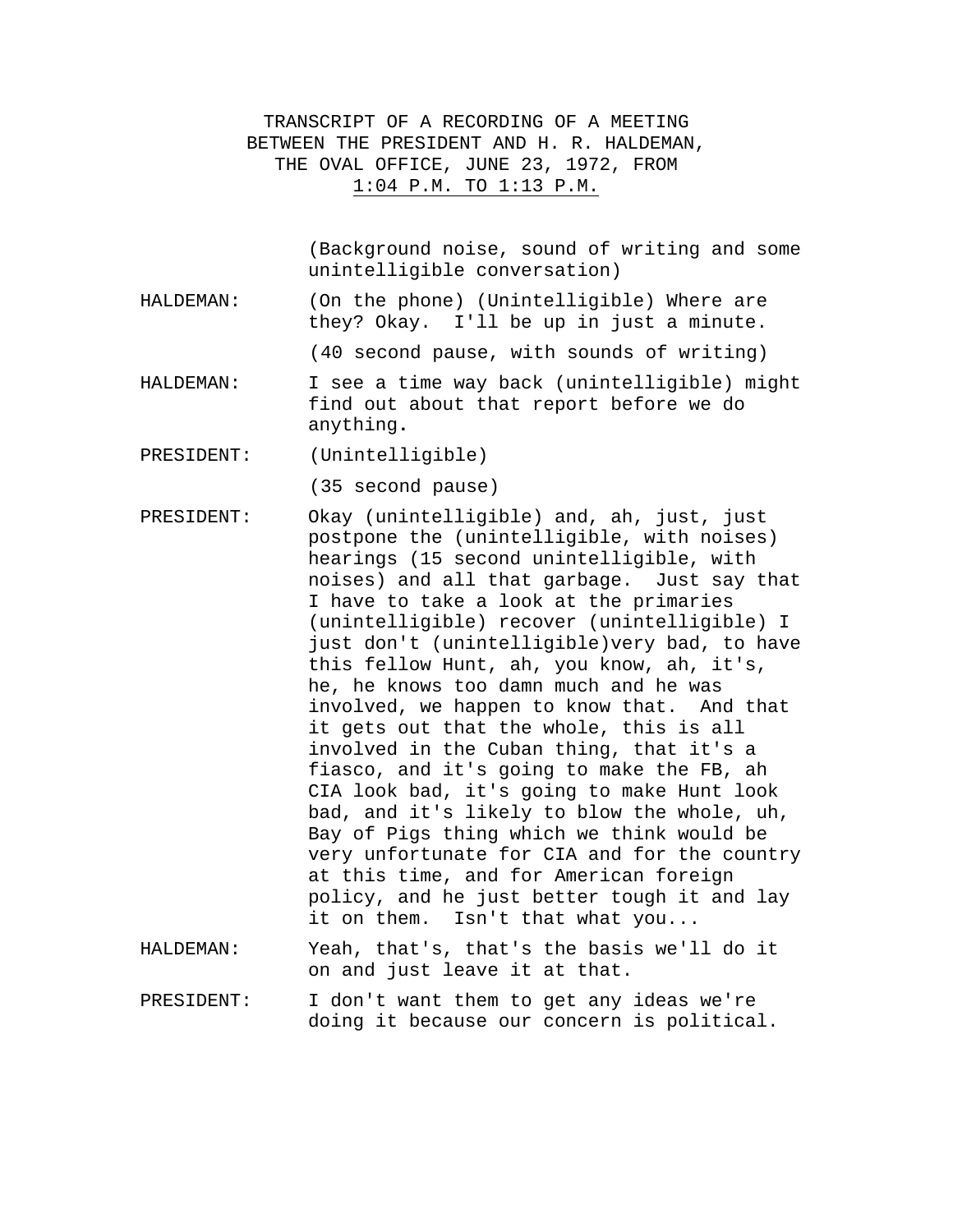TRANSCRIPT OF A RECORDING OF A MEETING BETWEEN THE PRESIDENT AND H. R. HALDEMAN, THE OVAL OFFICE, JUNE 23, 1972, FROM 1:04 P.M. TO 1:13 P.M.

(Background noise, sound of writing and some unintelligible conversation)

HALDEMAN: (On the phone) (Unintelligible) Where are they? Okay. I'll be up in just a minute.

(40 second pause, with sounds of writing)

HALDEMAN: I see a time way back (unintelligible) might find out about that report before we do anything.

PRESIDENT: (Unintelligible)

(35 second pause)

PRESIDENT: Okay (unintelligible) and, ah, just, just postpone the (unintelligible, with noises) hearings (15 second unintelligible, with noises) and all that garbage. Just say that I have to take a look at the primaries (unintelligible) recover (unintelligible) I just don't (unintelligible)very bad, to have this fellow Hunt, ah, you know, ah, it's, he, he knows too damn much and he was involved, we happen to know that. And that it gets out that the whole, this is all involved in the Cuban thing, that it's a fiasco, and it's going to make the FB, ah CIA look bad, it's going to make Hunt look bad, and it's likely to blow the whole, uh, Bay of Pigs thing which we think would be very unfortunate for CIA and for the country at this time, and for American foreign policy, and he just better tough it and lay it on them. Isn't that what you...

HALDEMAN: Yeah, that's, that's the basis we'll do it on and just leave it at that.

PRESIDENT: I don't want them to get any ideas we're doing it because our concern is political.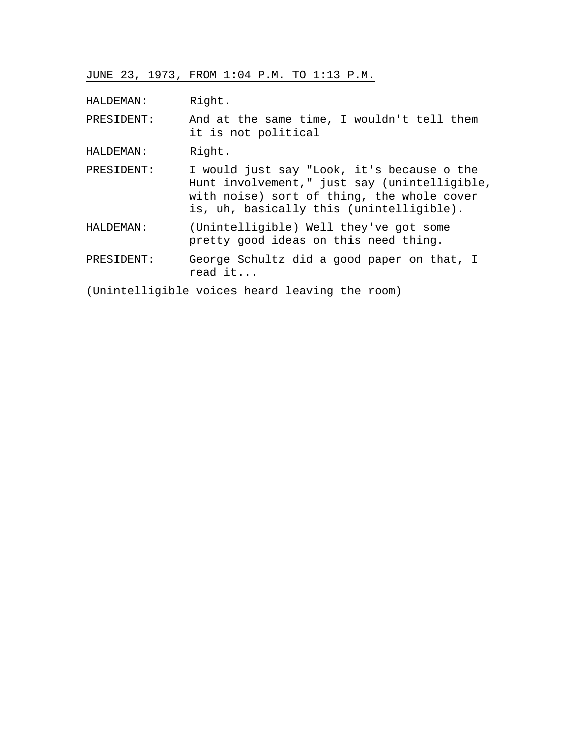JUNE 23, 1973, FROM 1:04 P.M. TO 1:13 P.M.

HALDEMAN: Right.

PRESIDENT: And at the same time, I wouldn't tell them it is not political

HALDEMAN: Right.

PRESIDENT: I would just say "Look, it's because o the Hunt involvement," just say (unintelligible, with noise) sort of thing, the whole cover is, uh, basically this (unintelligible).

HALDEMAN: (Unintelligible) Well they've got some pretty good ideas on this need thing.

PRESIDENT: George Schultz did a good paper on that, I read it...

(Unintelligible voices heard leaving the room)